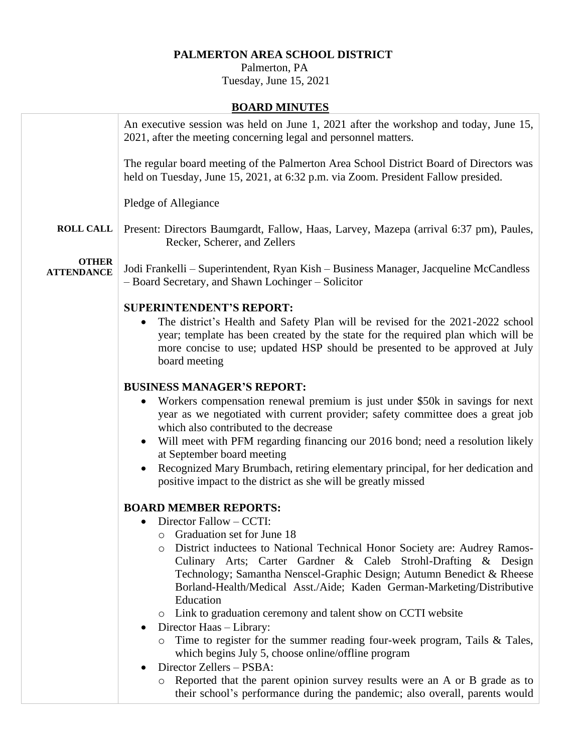**PALMERTON AREA SCHOOL DISTRICT**

Palmerton, PA

Tuesday, June 15, 2021

## BOARD MINUTES

An executive session was held on June 1, 2021 after the workshop and today, June 15, 2021, after the meeting concerning legal and personnel matters.

The regular board meeting of the Palmerton Area School District Board of Directors was held on Tuesday, June 15, 2021, at 6:32 p.m. via Zoom. President Fallow presided.

Pledge of Allegiance

**ROLL CALL**

Present: Directors Baumgardt, Fallow, Haas, Larvey, Mazepa (arrival 6:37 pm), Paules, Recker, Scherer, and Zellers

**OTHER ATTENDANCE**

Jodi Frankelli – Superintendent, Ryan Kish – Business Manager, Jacqueline McCandless – Board Secretary, and Shawn Lochinger – Solicitor

### SUPERINTENDENT'S REPORT:

- The district's Health and Safety Plan will be revised for the 2021-2022 school year; template has been created by the state for the required plan which will be more concise to use; updated HSP should be presented to be approved at July board meeting

### BUSINESS MANAGER'S REPORT:

- Workers compensation renewal premium is just under $50k in savings for next year as we negotiated with current provider; safety committee does a great job which also contributed to the decrease
- Will meet with PFM regarding financing our 2016 bond; need a resolution likely at September board meeting
- Recognized Mary Brumbach, retiring elementary principal, for her dedication and positive impact to the district as she will be greatly missed

### BOARD MEMBER REPORTS:

- Director Fallow – CCTI:
  - Graduation set for June 18
  - District inductees to National Technical Honor Society are: Audrey Ramos-Culinary Arts; Carter Gardner & Caleb Strohl-Drafting & Design Technology; Samantha Nenscel-Graphic Design; Autumn Benedict & Rheese Borland-Health/Medical Asst./Aide; Kaden German-Marketing/Distributive Education
  - Link to graduation ceremony and talent show on CCTI website
- Director Haas – Library:
  - Time to register for the summer reading four-week program, Tails & Tales, which begins July 5, choose online/offline program
- Director Zellers – PSBA:
  - Reported that the parent opinion survey results were an A or B grade as to their school's performance during the pandemic; also overall, parents would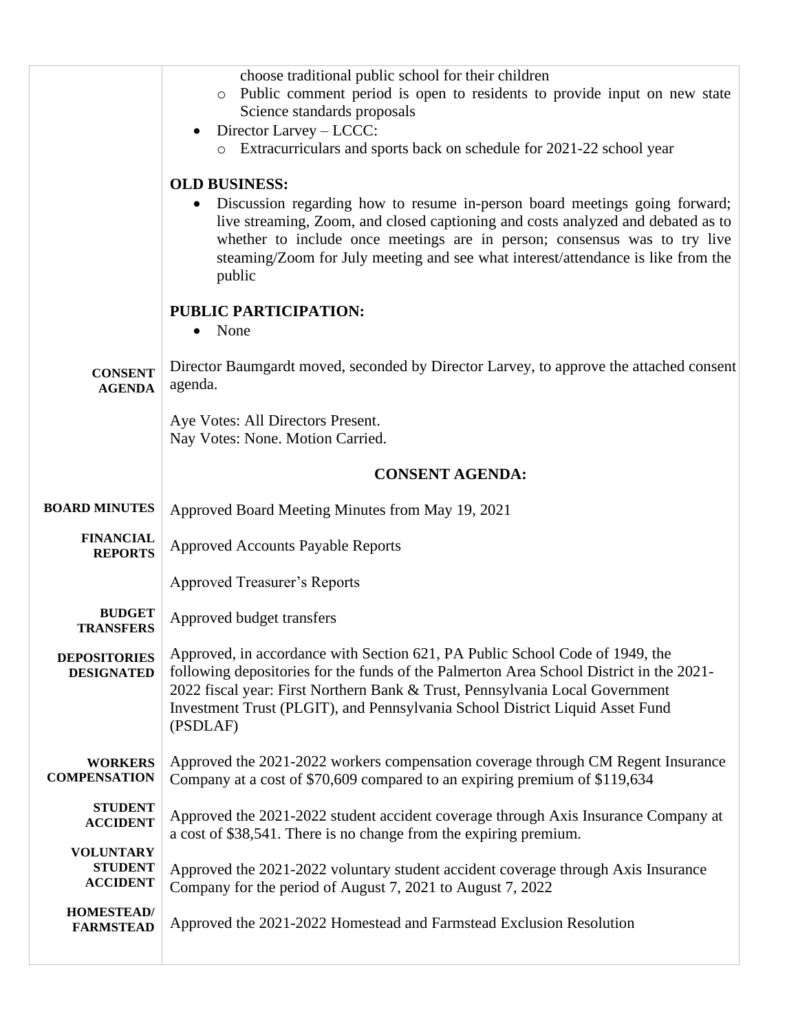choose traditional public school for their children
    - Public comment period is open to residents to provide input on new state Science standards proposals
- Director Larvey – LCCC:
    - Extracurriculars and sports back on schedule for 2021-22 school year

**OLD BUSINESS:**

- Discussion regarding how to resume in-person board meetings going forward; live streaming, Zoom, and closed captioning and costs analyzed and debated as to whether to include once meetings are in person; consensus was to try live steaming/Zoom for July meeting and see what interest/attendance is like from the public

**PUBLIC PARTICIPATION:**

- None

**CONSENT AGENDA**

Director Baumgardt moved, seconded by Director Larvey, to approve the attached consent agenda.

Aye Votes: All Directors Present.
Nay Votes: None. Motion Carried.

**CONSENT AGENDA:**

**BOARD MINUTES**
Approved Board Meeting Minutes from May 19, 2021

**FINANCIAL REPORTS**
Approved Accounts Payable Reports

Approved Treasurer's Reports

**BUDGET TRANSFERS**
Approved budget transfers

**DEPOSITORIES DESIGNATED**
Approved, in accordance with Section 621, PA Public School Code of 1949, the following depositories for the funds of the Palmerton Area School District in the 2021-2022 fiscal year: First Northern Bank & Trust, Pennsylvania Local Government Investment Trust (PLGIT), and Pennsylvania School District Liquid Asset Fund (PSDLAF)

**WORKERS COMPENSATION**
Approved the 2021-2022 workers compensation coverage through CM Regent Insurance Company at a cost of $70,609 compared to an expiring premium of $119,634

**STUDENT ACCIDENT**
Approved the 2021-2022 student accident coverage through Axis Insurance Company at a cost of $38,541. There is no change from the expiring premium.

**VOLUNTARY STUDENT ACCIDENT**
Approved the 2021-2022 voluntary student accident coverage through Axis Insurance Company for the period of August 7, 2021 to August 7, 2022

**HOMESTEAD/ FARMSTEAD**
Approved the 2021-2022 Homestead and Farmstead Exclusion Resolution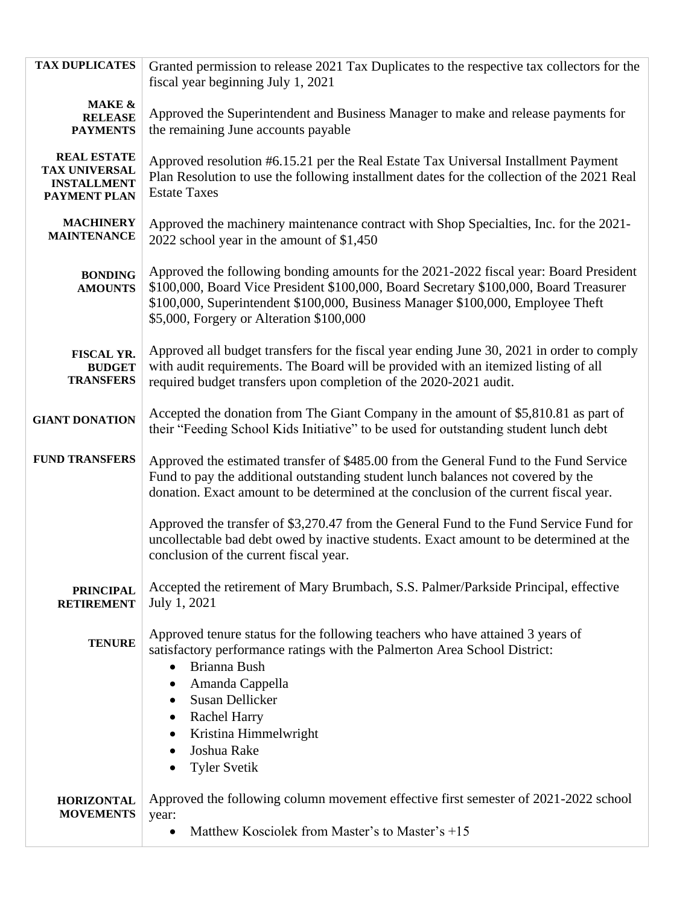| | |
|---|---|
| **TAX DUPLICATES** | Granted permission to release 2021 Tax Duplicates to the respective tax collectors for the fiscal year beginning July 1, 2021 |
| **MAKE & RELEASE PAYMENTS** | Approved the Superintendent and Business Manager to make and release payments for the remaining June accounts payable |
| **REAL ESTATE TAX UNIVERSAL INSTALLMENT PAYMENT PLAN** | Approved resolution #6.15.21 per the Real Estate Tax Universal Installment Payment Plan Resolution to use the following installment dates for the collection of the 2021 Real Estate Taxes |
| **MACHINERY MAINTENANCE** | Approved the machinery maintenance contract with Shop Specialties, Inc. for the 2021-2022 school year in the amount of $1,450 |
| **BONDING AMOUNTS** | Approved the following bonding amounts for the 2021-2022 fiscal year: Board President $100,000, Board Vice President $100,000, Board Secretary $100,000, Board Treasurer $100,000, Superintendent $100,000, Business Manager $100,000, Employee Theft $5,000, Forgery or Alteration $100,000 |
| **FISCAL YR. BUDGET TRANSFERS** | Approved all budget transfers for the fiscal year ending June 30, 2021 in order to comply with audit requirements. The Board will be provided with an itemized listing of all required budget transfers upon completion of the 2020-2021 audit. |
| **GIANT DONATION** | Accepted the donation from The Giant Company in the amount of $5,810.81 as part of their "Feeding School Kids Initiative" to be used for outstanding student lunch debt |
| **FUND TRANSFERS** | Approved the estimated transfer of $485.00 from the General Fund to the Fund Service Fund to pay the additional outstanding student lunch balances not covered by the donation. Exact amount to be determined at the conclusion of the current fiscal year.<br><br>Approved the transfer of $3,270.47 from the General Fund to the Fund Service Fund for uncollectable bad debt owed by inactive students. Exact amount to be determined at the conclusion of the current fiscal year. |
| **PRINCIPAL RETIREMENT** | Accepted the retirement of Mary Brumbach, S.S. Palmer/Parkside Principal, effective July 1, 2021 |
| **TENURE** | Approved tenure status for the following teachers who have attained 3 years of satisfactory performance ratings with the Palmerton Area School District:<br>• Brianna Bush<br>• Amanda Cappella<br>• Susan Dellicker<br>• Rachel Harry<br>• Kristina Himmelwright<br>• Joshua Rake<br>• Tyler Svetik |
| **HORIZONTAL MOVEMENTS** | Approved the following column movement effective first semester of 2021-2022 school year:<br>• Matthew Kosciolek from Master's to Master's +15 |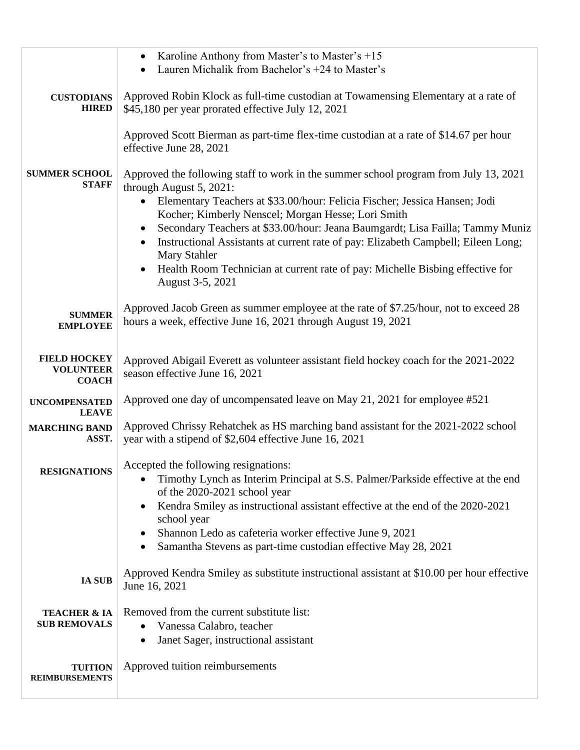| | |
|---|---|
| | - Karoline Anthony from Master's to Master's +15<br>- Lauren Michalik from Bachelor's +24 to Master's |
| **CUSTODIANS HIRED** | Approved Robin Klock as full-time custodian at Towamensing Elementary at a rate of $45,180 per year prorated effective July 12, 2021<br><br>Approved Scott Bierman as part-time flex-time custodian at a rate of $14.67 per hour effective June 28, 2021 |
| **SUMMER SCHOOL STAFF** | Approved the following staff to work in the summer school program from July 13, 2021 through August 5, 2021:<br>- Elementary Teachers at $33.00/hour: Felicia Fischer; Jessica Hansen; Jodi Kocher; Kimberly Nenscel; Morgan Hesse; Lori Smith<br>- Secondary Teachers at $33.00/hour: Jeana Baumgardt; Lisa Failla; Tammy Muniz<br>- Instructional Assistants at current rate of pay: Elizabeth Campbell; Eileen Long; Mary Stahler<br>- Health Room Technician at current rate of pay: Michelle Bisbing effective for August 3-5, 2021 |
| **SUMMER EMPLOYEE** | Approved Jacob Green as summer employee at the rate of $7.25/hour, not to exceed 28 hours a week, effective June 16, 2021 through August 19, 2021 |
| **FIELD HOCKEY VOLUNTEER COACH** | Approved Abigail Everett as volunteer assistant field hockey coach for the 2021-2022 season effective June 16, 2021 |
| **UNCOMPENSATED LEAVE** | Approved one day of uncompensated leave on May 21, 2021 for employee #521 |
| **MARCHING BAND ASST.** | Approved Chrissy Rehatchek as HS marching band assistant for the 2021-2022 school year with a stipend of $2,604 effective June 16, 2021 |
| **RESIGNATIONS** | Accepted the following resignations:<br>- Timothy Lynch as Interim Principal at S.S. Palmer/Parkside effective at the end of the 2020-2021 school year<br>- Kendra Smiley as instructional assistant effective at the end of the 2020-2021 school year<br>- Shannon Ledo as cafeteria worker effective June 9, 2021<br>- Samantha Stevens as part-time custodian effective May 28, 2021 |
| **IA SUB** | Approved Kendra Smiley as substitute instructional assistant at $10.00 per hour effective June 16, 2021 |
| **TEACHER & IA SUB REMOVALS** | Removed from the current substitute list:<br>- Vanessa Calabro, teacher<br>- Janet Sager, instructional assistant |
| **TUITION REIMBURSEMENTS** | Approved tuition reimbursements |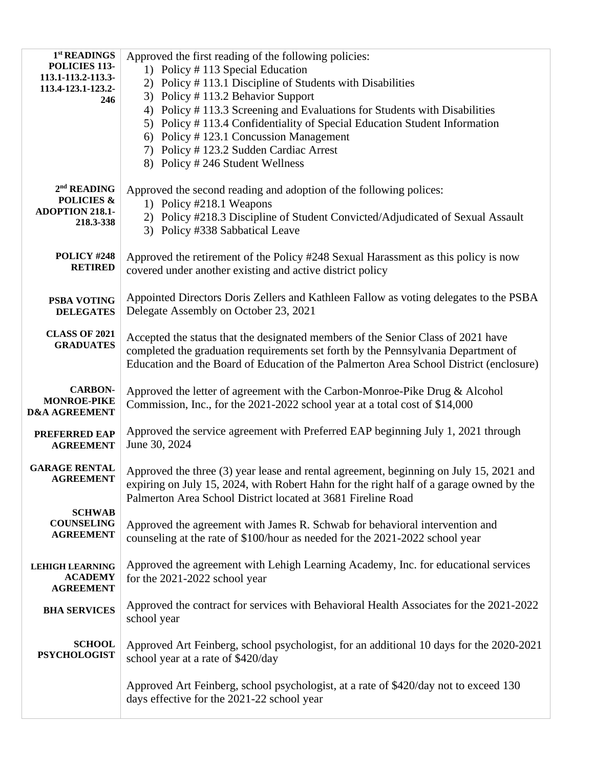| | |
|---|---|
| **1st READINGS POLICIES 113-113.1-113.2-113.3-113.4-123.1-123.2-246** | Approved the first reading of the following policies:<br>1) Policy # 113 Special Education<br>2) Policy # 113.1 Discipline of Students with Disabilities<br>3) Policy # 113.2 Behavior Support<br>4) Policy # 113.3 Screening and Evaluations for Students with Disabilities<br>5) Policy # 113.4 Confidentiality of Special Education Student Information<br>6) Policy # 123.1 Concussion Management<br>7) Policy # 123.2 Sudden Cardiac Arrest<br>8) Policy # 246 Student Wellness |
| **2nd READING POLICIES & ADOPTION 218.1-218.3-338** | Approved the second reading and adoption of the following polices:<br>1) Policy #218.1 Weapons<br>2) Policy #218.3 Discipline of Student Convicted/Adjudicated of Sexual Assault<br>3) Policy #338 Sabbatical Leave |
| **POLICY #248 RETIRED** | Approved the retirement of the Policy #248 Sexual Harassment as this policy is now covered under another existing and active district policy |
| **PSBA VOTING DELEGATES** | Appointed Directors Doris Zellers and Kathleen Fallow as voting delegates to the PSBA Delegate Assembly on October 23, 2021 |
| **CLASS OF 2021 GRADUATES** | Accepted the status that the designated members of the Senior Class of 2021 have completed the graduation requirements set forth by the Pennsylvania Department of Education and the Board of Education of the Palmerton Area School District (enclosure) |
| **CARBON-MONROE-PIKE D&A AGREEMENT** | Approved the letter of agreement with the Carbon-Monroe-Pike Drug & Alcohol Commission, Inc., for the 2021-2022 school year at a total cost of $14,000 |
| **PREFERRED EAP AGREEMENT** | Approved the service agreement with Preferred EAP beginning July 1, 2021 through June 30, 2024 |
| **GARAGE RENTAL AGREEMENT** | Approved the three (3) year lease and rental agreement, beginning on July 15, 2021 and expiring on July 15, 2024, with Robert Hahn for the right half of a garage owned by the Palmerton Area School District located at 3681 Fireline Road |
| **SCHWAB COUNSELING AGREEMENT** | Approved the agreement with James R. Schwab for behavioral intervention and counseling at the rate of $100/hour as needed for the 2021-2022 school year |
| **LEHIGH LEARNING ACADEMY AGREEMENT** | Approved the agreement with Lehigh Learning Academy, Inc. for educational services for the 2021-2022 school year |
| **BHA SERVICES** | Approved the contract for services with Behavioral Health Associates for the 2021-2022 school year |
| **SCHOOL PSYCHOLOGIST** | Approved Art Feinberg, school psychologist, for an additional 10 days for the 2020-2021 school year at a rate of $420/day<br><br>Approved Art Feinberg, school psychologist, at a rate of $420/day not to exceed 130 days effective for the 2021-22 school year |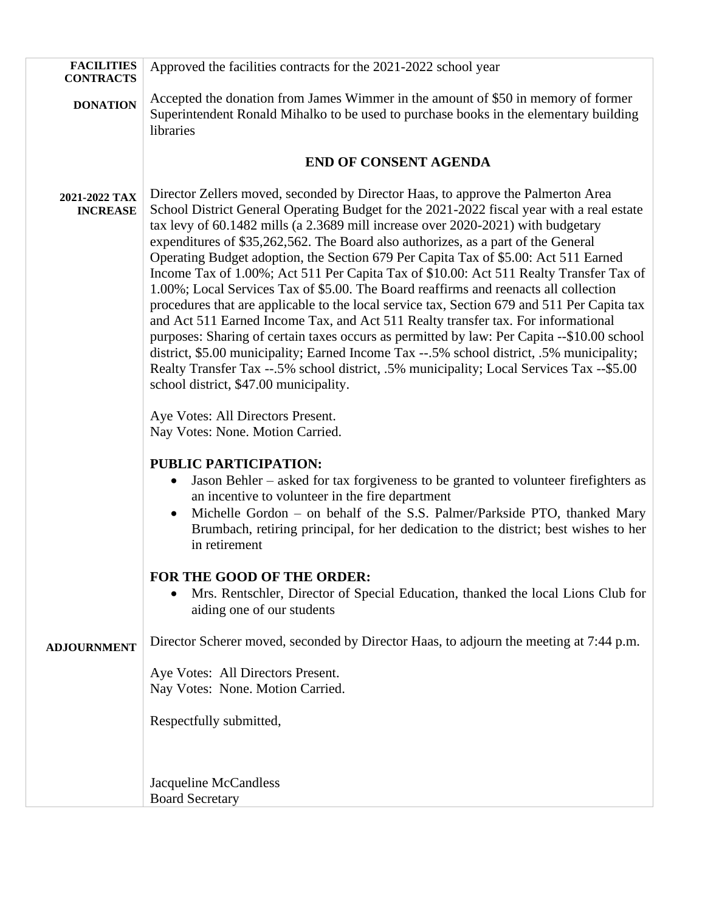**FACIILITIES CONTRACTS** Approved the facilities contracts for the 2021-2022 school year

**DONATION** Accepted the donation from James Wimmer in the amount of $50 in memory of former Superintendent Ronald Mihalko to be used to purchase books in the elementary building libraries

**END OF CONSENT AGENDA**

**2021-2022 TAX INCREASE** Director Zellers moved, seconded by Director Haas, to approve the Palmerton Area School District General Operating Budget for the 2021-2022 fiscal year with a real estate tax levy of 60.1482 mills (a 2.3689 mill increase over 2020-2021) with budgetary expenditures of $35,262,562. The Board also authorizes, as a part of the General Operating Budget adoption, the Section 679 Per Capita Tax of $5.00: Act 511 Earned Income Tax of 1.00%; Act 511 Per Capita Tax of $10.00: Act 511 Realty Transfer Tax of 1.00%; Local Services Tax of $5.00. The Board reaffirms and reenacts all collection procedures that are applicable to the local service tax, Section 679 and 511 Per Capita tax and Act 511 Earned Income Tax, and Act 511 Realty transfer tax. For informational purposes: Sharing of certain taxes occurs as permitted by law: Per Capita --$10.00 school district, $5.00 municipality; Earned Income Tax --.5% school district, .5% municipality; Realty Transfer Tax --.5% school district, .5% municipality; Local Services Tax --$5.00 school district, $47.00 municipality.

Aye Votes: All Directors Present.
Nay Votes: None. Motion Carried.

**PUBLIC PARTICIPATION:**

- Jason Behler – asked for tax forgiveness to be granted to volunteer firefighters as an incentive to volunteer in the fire department
- Michelle Gordon – on behalf of the S.S. Palmer/Parkside PTO, thanked Mary Brumbach, retiring principal, for her dedication to the district; best wishes to her in retirement

**FOR THE GOOD OF THE ORDER:**

- Mrs. Rentschler, Director of Special Education, thanked the local Lions Club for aiding one of our students

**ADJOURNMENT** Director Scherer moved, seconded by Director Haas, to adjourn the meeting at 7:44 p.m.

Aye Votes: All Directors Present.
Nay Votes: None. Motion Carried.

Respectfully submitted,

Jacqueline McCandless
Board Secretary